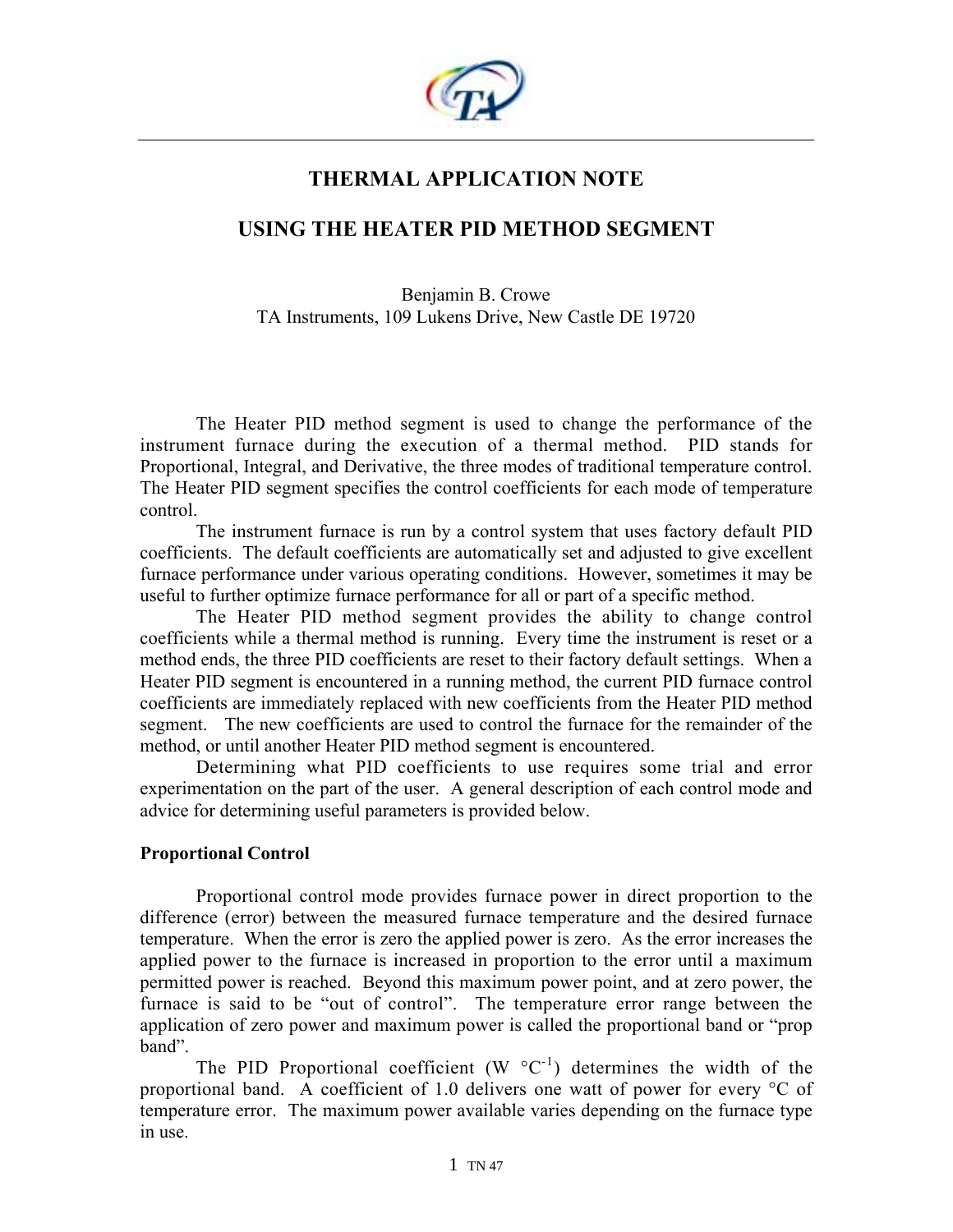# THERMAL APPLICATION NOTE

## USING THE HEATER PID METHOD SEGMENT

Benjamin B. Crowe
TA Instruments, 109 Lukens Drive, New Castle DE 19720

The Heater PID method segment is used to change the performance of the instrument furnace during the execution of a thermal method. PID stands for Proportional, Integral, and Derivative, the three modes of traditional temperature control. The Heater PID segment specifies the control coefficients for each mode of temperature control.

The instrument furnace is run by a control system that uses factory default PID coefficients. The default coefficients are automatically set and adjusted to give excellent furnace performance under various operating conditions. However, sometimes it may be useful to further optimize furnace performance for all or part of a specific method.

The Heater PID method segment provides the ability to change control coefficients while a thermal method is running. Every time the instrument is reset or a method ends, the three PID coefficients are reset to their factory default settings. When a Heater PID segment is encountered in a running method, the current PID furnace control coefficients are immediately replaced with new coefficients from the Heater PID method segment. The new coefficients are used to control the furnace for the remainder of the method, or until another Heater PID method segment is encountered.

Determining what PID coefficients to use requires some trial and error experimentation on the part of the user. A general description of each control mode and advice for determining useful parameters is provided below.

### Proportional Control

Proportional control mode provides furnace power in direct proportion to the difference (error) between the measured furnace temperature and the desired furnace temperature. When the error is zero the applied power is zero. As the error increases the applied power to the furnace is increased in proportion to the error until a maximum permitted power is reached. Beyond this maximum power point, and at zero power, the furnace is said to be "out of control". The temperature error range between the application of zero power and maximum power is called the proportional band or "prop band".

The PID Proportional coefficient (W $°C^{-1}$) determines the width of the proportional band. A coefficient of 1.0 delivers one watt of power for every °C of temperature error. The maximum power available varies depending on the furnace type in use.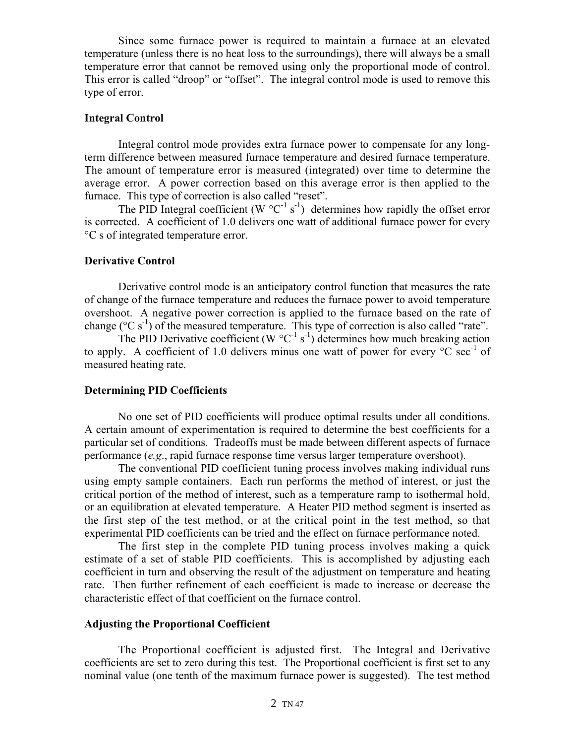Since some furnace power is required to maintain a furnace at an elevated temperature (unless there is no heat loss to the surroundings), there will always be a small temperature error that cannot be removed using only the proportional mode of control. This error is called "droop" or "offset". The integral control mode is used to remove this type of error.

### Integral Control

Integral control mode provides extra furnace power to compensate for any long-term difference between measured furnace temperature and desired furnace temperature. The amount of temperature error is measured (integrated) over time to determine the average error. A power correction based on this average error is then applied to the furnace. This type of correction is also called "reset".

The PID Integral coefficient (W $°C^{-1}$ $s^{-1}$) determines how rapidly the offset error is corrected. A coefficient of 1.0 delivers one watt of additional furnace power for every °C s of integrated temperature error.

### Derivative Control

Derivative control mode is an anticipatory control function that measures the rate of change of the furnace temperature and reduces the furnace power to avoid temperature overshoot. A negative power correction is applied to the furnace based on the rate of change (°C $s^{-1}$) of the measured temperature. This type of correction is also called "rate".

The PID Derivative coefficient (W $°C^{-1}$ $s^{-1}$) determines how much breaking action to apply. A coefficient of 1.0 delivers minus one watt of power for every °C $sec^{-1}$ of measured heating rate.

### Determining PID Coefficients

No one set of PID coefficients will produce optimal results under all conditions. A certain amount of experimentation is required to determine the best coefficients for a particular set of conditions. Tradeoffs must be made between different aspects of furnace performance (*e.g.*, rapid furnace response time versus larger temperature overshoot).

The conventional PID coefficient tuning process involves making individual runs using empty sample containers. Each run performs the method of interest, or just the critical portion of the method of interest, such as a temperature ramp to isothermal hold, or an equilibration at elevated temperature. A Heater PID method segment is inserted as the first step of the test method, or at the critical point in the test method, so that experimental PID coefficients can be tried and the effect on furnace performance noted.

The first step in the complete PID tuning process involves making a quick estimate of a set of stable PID coefficients. This is accomplished by adjusting each coefficient in turn and observing the result of the adjustment on temperature and heating rate. Then further refinement of each coefficient is made to increase or decrease the characteristic effect of that coefficient on the furnace control.

### Adjusting the Proportional Coefficient

The Proportional coefficient is adjusted first. The Integral and Derivative coefficients are set to zero during this test. The Proportional coefficient is first set to any nominal value (one tenth of the maximum furnace power is suggested). The test method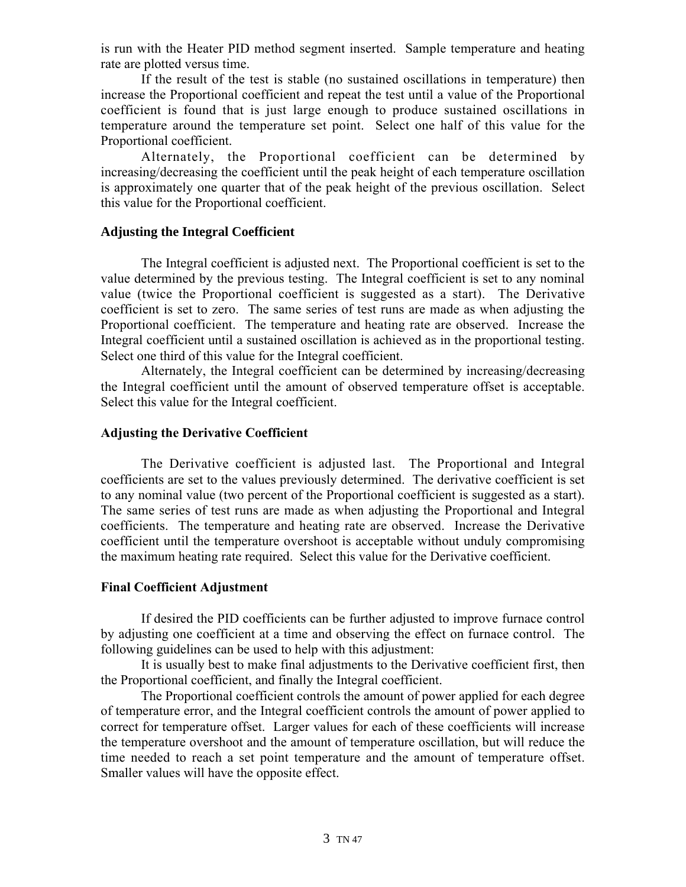is run with the Heater PID method segment inserted. Sample temperature and heating rate are plotted versus time.

If the result of the test is stable (no sustained oscillations in temperature) then increase the Proportional coefficient and repeat the test until a value of the Proportional coefficient is found that is just large enough to produce sustained oscillations in temperature around the temperature set point. Select one half of this value for the Proportional coefficient.

Alternately, the Proportional coefficient can be determined by increasing/decreasing the coefficient until the peak height of each temperature oscillation is approximately one quarter that of the peak height of the previous oscillation. Select this value for the Proportional coefficient.

**Adjusting the Integral Coefficient**

The Integral coefficient is adjusted next. The Proportional coefficient is set to the value determined by the previous testing. The Integral coefficient is set to any nominal value (twice the Proportional coefficient is suggested as a start). The Derivative coefficient is set to zero. The same series of test runs are made as when adjusting the Proportional coefficient. The temperature and heating rate are observed. Increase the Integral coefficient until a sustained oscillation is achieved as in the proportional testing. Select one third of this value for the Integral coefficient.

Alternately, the Integral coefficient can be determined by increasing/decreasing the Integral coefficient until the amount of observed temperature offset is acceptable. Select this value for the Integral coefficient.

**Adjusting the Derivative Coefficient**

The Derivative coefficient is adjusted last. The Proportional and Integral coefficients are set to the values previously determined. The derivative coefficient is set to any nominal value (two percent of the Proportional coefficient is suggested as a start). The same series of test runs are made as when adjusting the Proportional and Integral coefficients. The temperature and heating rate are observed. Increase the Derivative coefficient until the temperature overshoot is acceptable without unduly compromising the maximum heating rate required. Select this value for the Derivative coefficient.

**Final Coefficient Adjustment**

If desired the PID coefficients can be further adjusted to improve furnace control by adjusting one coefficient at a time and observing the effect on furnace control. The following guidelines can be used to help with this adjustment:

It is usually best to make final adjustments to the Derivative coefficient first, then the Proportional coefficient, and finally the Integral coefficient.

The Proportional coefficient controls the amount of power applied for each degree of temperature error, and the Integral coefficient controls the amount of power applied to correct for temperature offset. Larger values for each of these coefficients will increase the temperature overshoot and the amount of temperature oscillation, but will reduce the time needed to reach a set point temperature and the amount of temperature offset. Smaller values will have the opposite effect.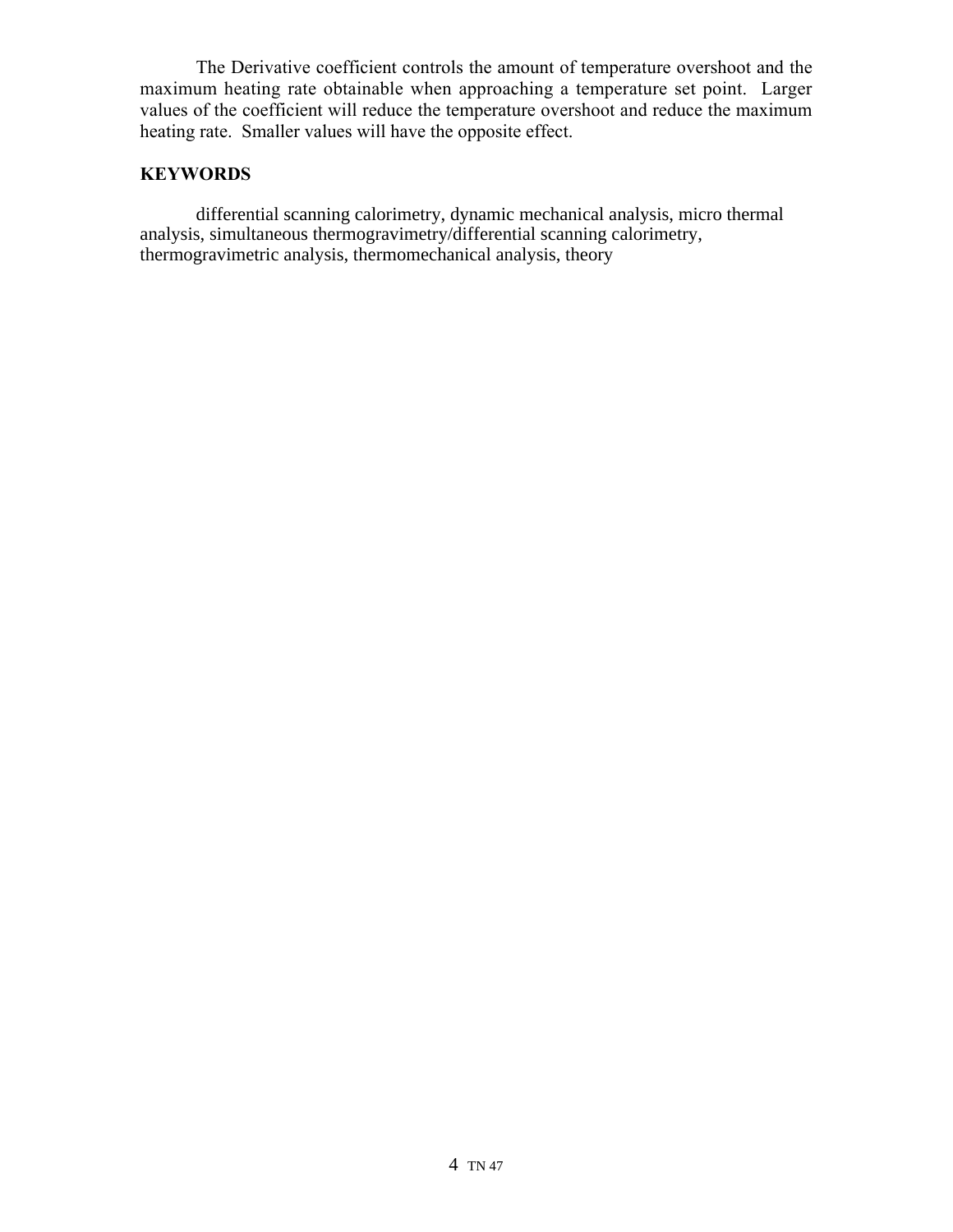The Derivative coefficient controls the amount of temperature overshoot and the maximum heating rate obtainable when approaching a temperature set point. Larger values of the coefficient will reduce the temperature overshoot and reduce the maximum heating rate. Smaller values will have the opposite effect.

## KEYWORDS

differential scanning calorimetry, dynamic mechanical analysis, micro thermal analysis, simultaneous thermogravimetry/differential scanning calorimetry, thermogravimetric analysis, thermomechanical analysis, theory